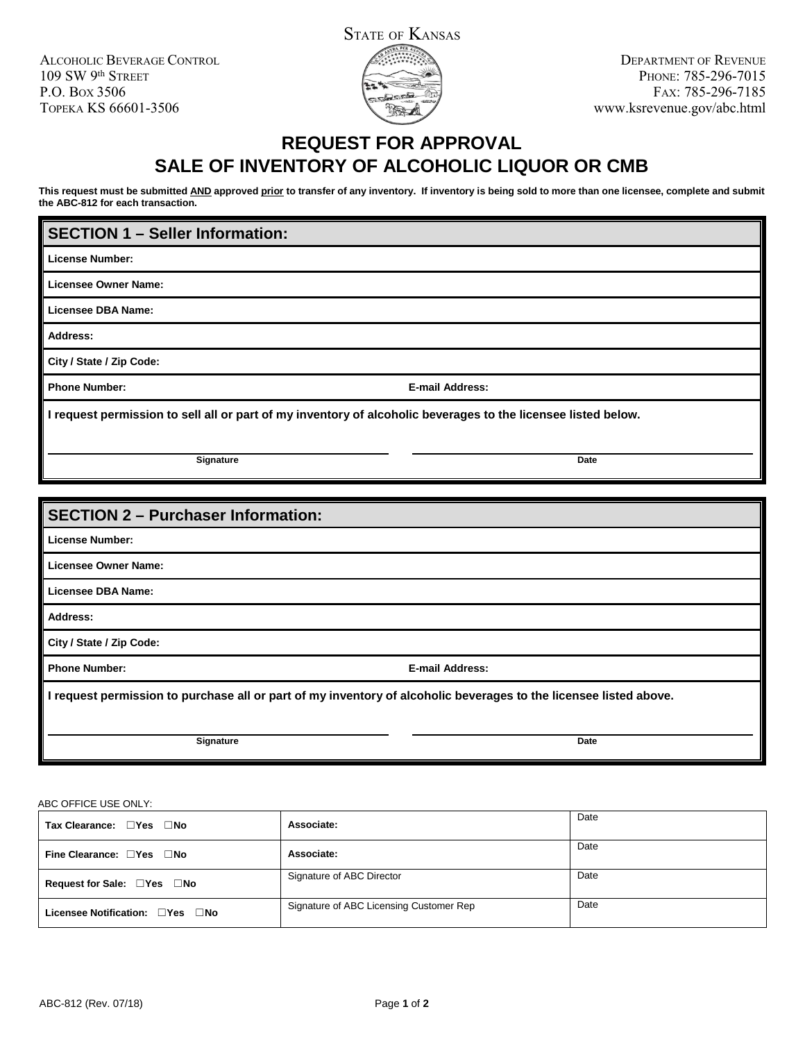STATE OF KANSAS

ALCOHOLIC BEVERAGE CONTROL
109 SW 9th STREET
P.O. BOX 3506
TOPEKA KS 66601-3506

DEPARTMENT OF REVENUE
PHONE: 785-296-7015
FAX: 785-296-7185
www.ksrevenue.gov/abc.html

# REQUEST FOR APPROVAL
# SALE OF INVENTORY OF ALCOHOLIC LIQUOR OR CMB

**This request must be submitted AND approved prior to transfer of any inventory. If inventory is being sold to more than one licensee, complete and submit the ABC-812 for each transaction.**

## SECTION 1 – Seller Information:

**License Number:**

**Licensee Owner Name:**

**Licensee DBA Name:**

**Address:**

**City / State / Zip Code:**

**Phone Number:** **E-mail Address:**

**I request permission to sell all or part of my inventory of alcoholic beverages to the licensee listed below.**

| Signature | Date |
|---|---|
| | |

## SECTION 2 – Purchaser Information:

**License Number:**

**Licensee Owner Name:**

**Licensee DBA Name:**

**Address:**

**City / State / Zip Code:**

**Phone Number:** **E-mail Address:**

**I request permission to purchase all or part of my inventory of alcoholic beverages to the licensee listed above.**

| Signature | Date |
|---|---|
| | |

ABC OFFICE USE ONLY:

| | | |
|---|---|---|
| **Tax Clearance:** ☐Yes ☐No | **Associate:** | Date |
| **Fine Clearance:** ☐Yes ☐No | **Associate:** | Date |
| **Request for Sale:** ☐Yes ☐No | Signature of ABC Director | Date |
| **Licensee Notification:** ☐Yes ☐No | Signature of ABC Licensing Customer Rep | Date |

ABC-812 (Rev. 07/18)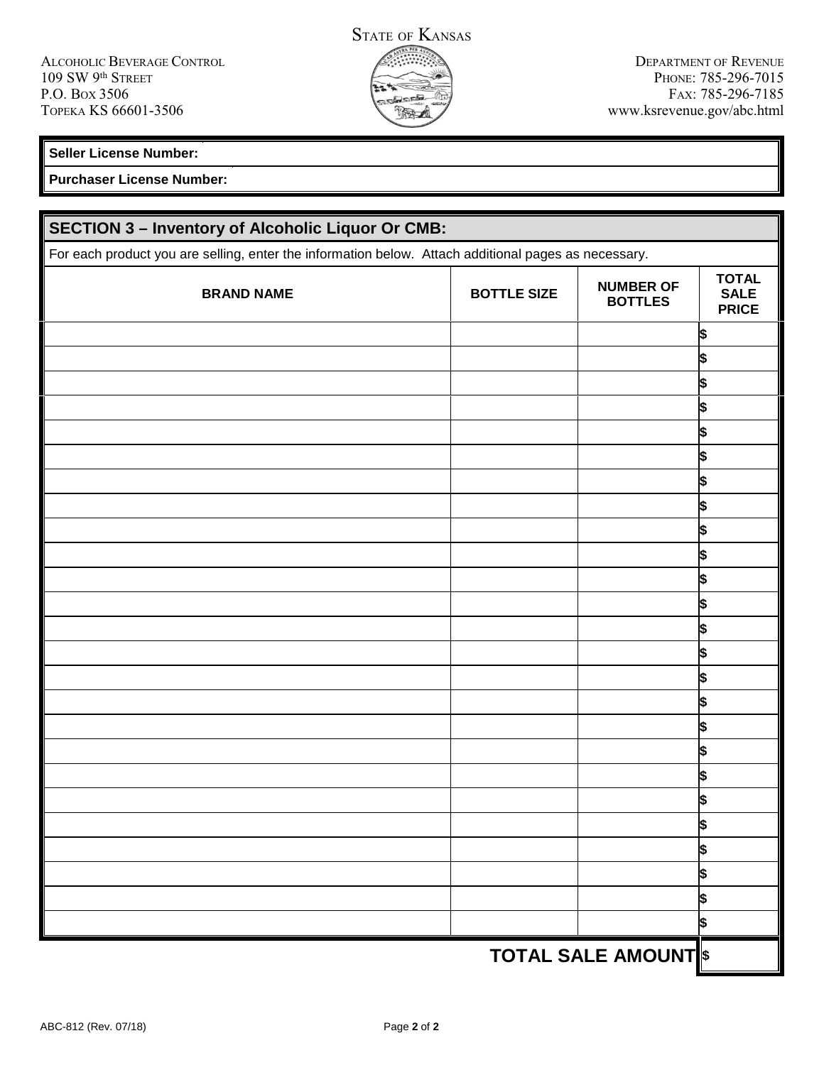STATE OF KANSAS

ALCOHOLIC BEVERAGE CONTROL
109 SW 9th STREET
P.O. BOX 3506
TOPEKA KS 66601-3506

DEPARTMENT OF REVENUE
PHONE: 785-296-7015
FAX: 785-296-7185
www.ksrevenue.gov/abc.html

**Seller License Number:**

**Purchaser License Number:**

## SECTION 3 – Inventory of Alcoholic Liquor Or CMB:

For each product you are selling, enter the information below. Attach additional pages as necessary.

| BRAND NAME | BOTTLE SIZE | NUMBER OF BOTTLES | TOTAL SALE PRICE |
|---|---|---|---|
| | | | $ |
| | | | $ |
| | | | $ |
| | | | $ |
| | | | $ |
| | | | $ |
| | | | $ |
| | | | $ |
| | | | $ |
| | | | $ |
| | | | $ |
| | | | $ |
| | | | $ |
| | | | $ |
| | | | $ |
| | | | $ |
| | | | $ |
| | | | $ |
| | | | $ |
| | | | $ |
| | | | $ |
| | | | $ |
| | | | $ |
| | | | $ |
| | | | $ |

**TOTAL SALE AMOUNT** $

ABC-812 (Rev. 07/18)